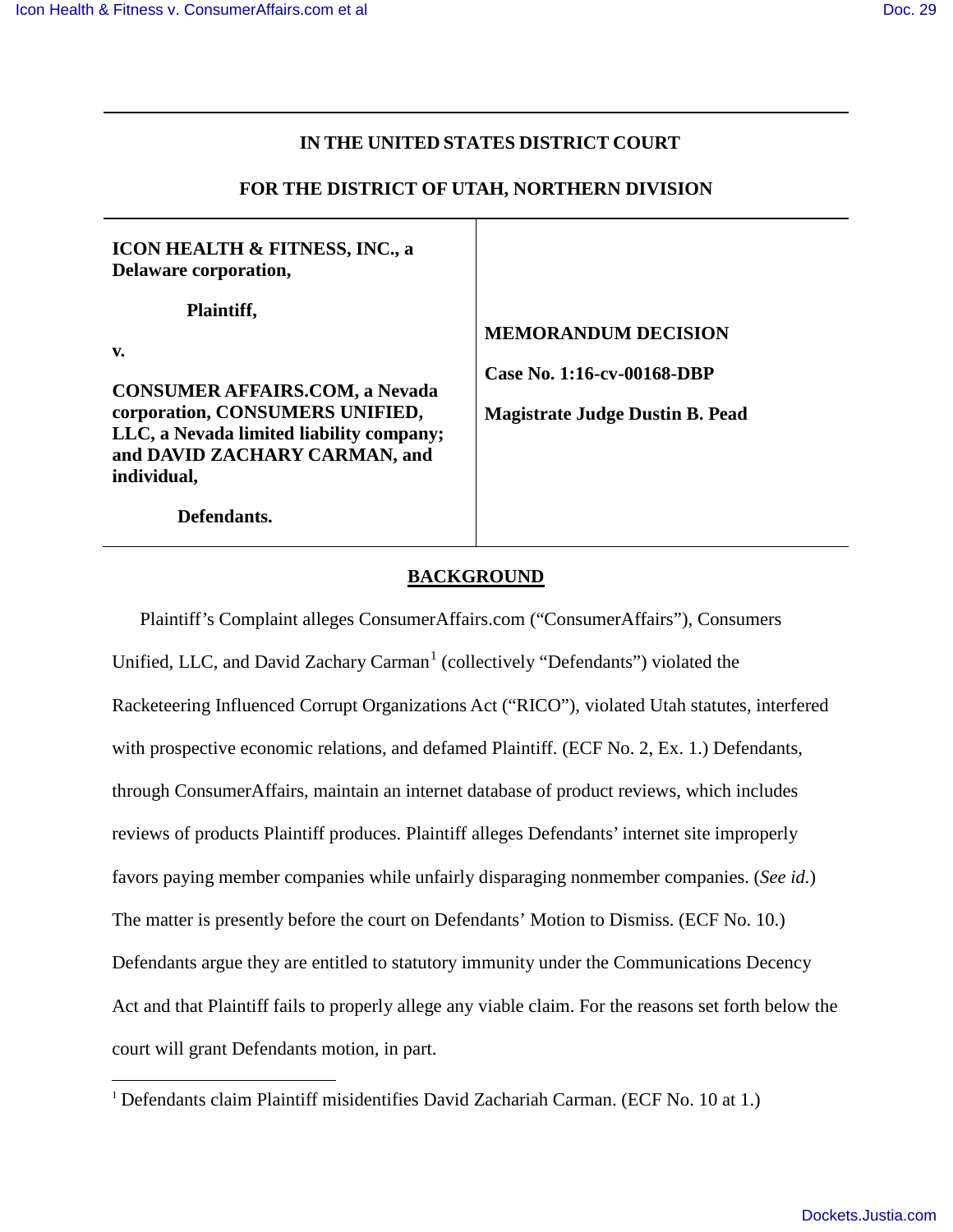# IN THE UNITED STATES DISTRICT COURT

## FOR THE DISTRICT OF UTAH, NORTHERN DIVISION

| | |
|---|---|
| **ICON HEALTH & FITNESS, INC., a Delaware corporation,**<br><br>**Plaintiff,**<br><br>**v.**<br><br>**CONSUMER AFFAIRS.COM, a Nevada corporation, CONSUMERS UNIFIED, LLC, a Nevada limited liability company; and DAVID ZACHARY CARMAN, and individual,**<br><br>**Defendants.** | **MEMORANDUM DECISION**<br><br>**Case No. 1:16-cv-00168-DBP**<br><br>**Magistrate Judge Dustin B. Pead** |

## BACKGROUND

Plaintiff's Complaint alleges ConsumerAffairs.com ("ConsumerAffairs"), Consumers Unified, LLC, and David Zachary Carman[1] (collectively "Defendants") violated the Racketeering Influenced Corrupt Organizations Act ("RICO"), violated Utah statutes, interfered with prospective economic relations, and defamed Plaintiff. (ECF No. 2, Ex. 1.) Defendants, through ConsumerAffairs, maintain an internet database of product reviews, which includes reviews of products Plaintiff produces. Plaintiff alleges Defendants' internet site improperly favors paying member companies while unfairly disparaging nonmember companies. (*See id.*) The matter is presently before the court on Defendants' Motion to Dismiss. (ECF No. 10.) Defendants argue they are entitled to statutory immunity under the Communications Decency Act and that Plaintiff fails to properly allege any viable claim. For the reasons set forth below the court will grant Defendants motion, in part.

[1] Defendants claim Plaintiff misidentifies David Zachariah Carman. (ECF No. 10 at 1.)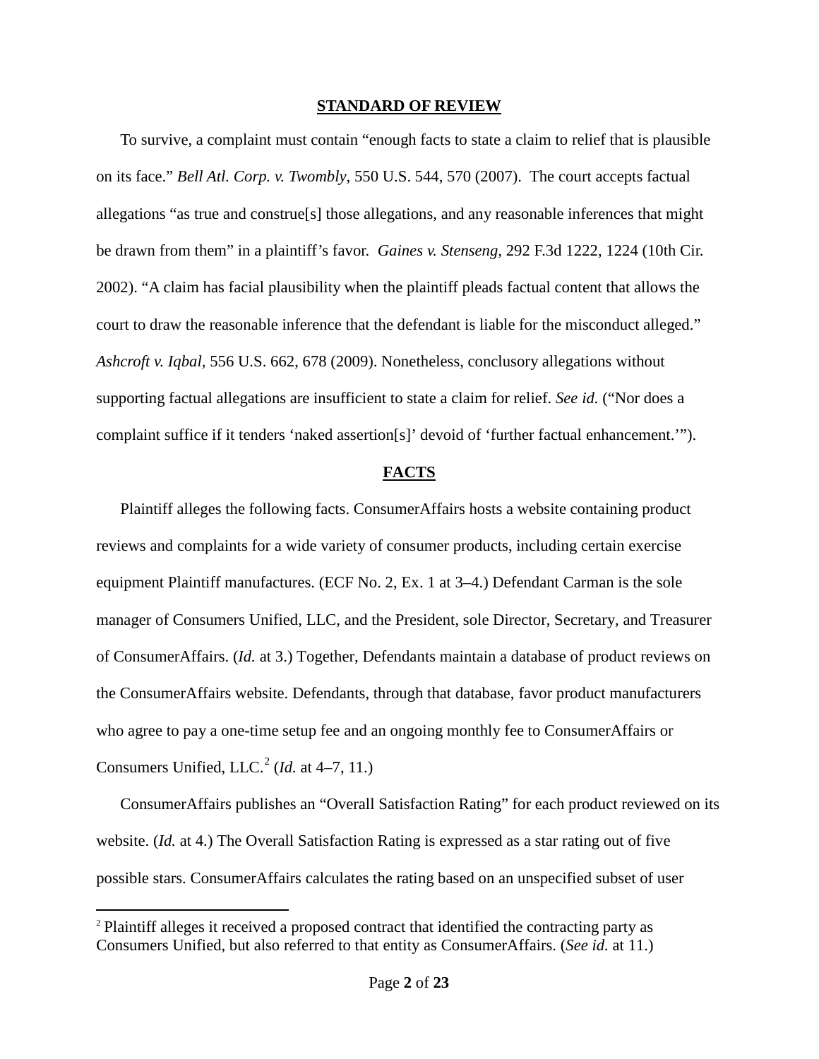## STANDARD OF REVIEW

To survive, a complaint must contain "enough facts to state a claim to relief that is plausible on its face." *Bell Atl. Corp. v. Twombly*, 550 U.S. 544, 570 (2007). The court accepts factual allegations "as true and construe[s] those allegations, and any reasonable inferences that might be drawn from them" in a plaintiff's favor. *Gaines v. Stenseng*, 292 F.3d 1222, 1224 (10th Cir. 2002). "A claim has facial plausibility when the plaintiff pleads factual content that allows the court to draw the reasonable inference that the defendant is liable for the misconduct alleged." *Ashcroft v. Iqbal,* 556 U.S. 662, 678 (2009). Nonetheless, conclusory allegations without supporting factual allegations are insufficient to state a claim for relief. *See id.* ("Nor does a complaint suffice if it tenders 'naked assertion[s]' devoid of 'further factual enhancement.'").

## FACTS

Plaintiff alleges the following facts. ConsumerAffairs hosts a website containing product reviews and complaints for a wide variety of consumer products, including certain exercise equipment Plaintiff manufactures. (ECF No. 2, Ex. 1 at 3–4.) Defendant Carman is the sole manager of Consumers Unified, LLC, and the President, sole Director, Secretary, and Treasurer of ConsumerAffairs. (*Id.* at 3.) Together, Defendants maintain a database of product reviews on the ConsumerAffairs website. Defendants, through that database, favor product manufacturers who agree to pay a one-time setup fee and an ongoing monthly fee to ConsumerAffairs or Consumers Unified, LLC.[2] (*Id.* at 4–7, 11.)

ConsumerAffairs publishes an "Overall Satisfaction Rating" for each product reviewed on its website. (*Id.* at 4.) The Overall Satisfaction Rating is expressed as a star rating out of five possible stars. ConsumerAffairs calculates the rating based on an unspecified subset of user

[2] Plaintiff alleges it received a proposed contract that identified the contracting party as Consumers Unified, but also referred to that entity as ConsumerAffairs. (*See id.* at 11.)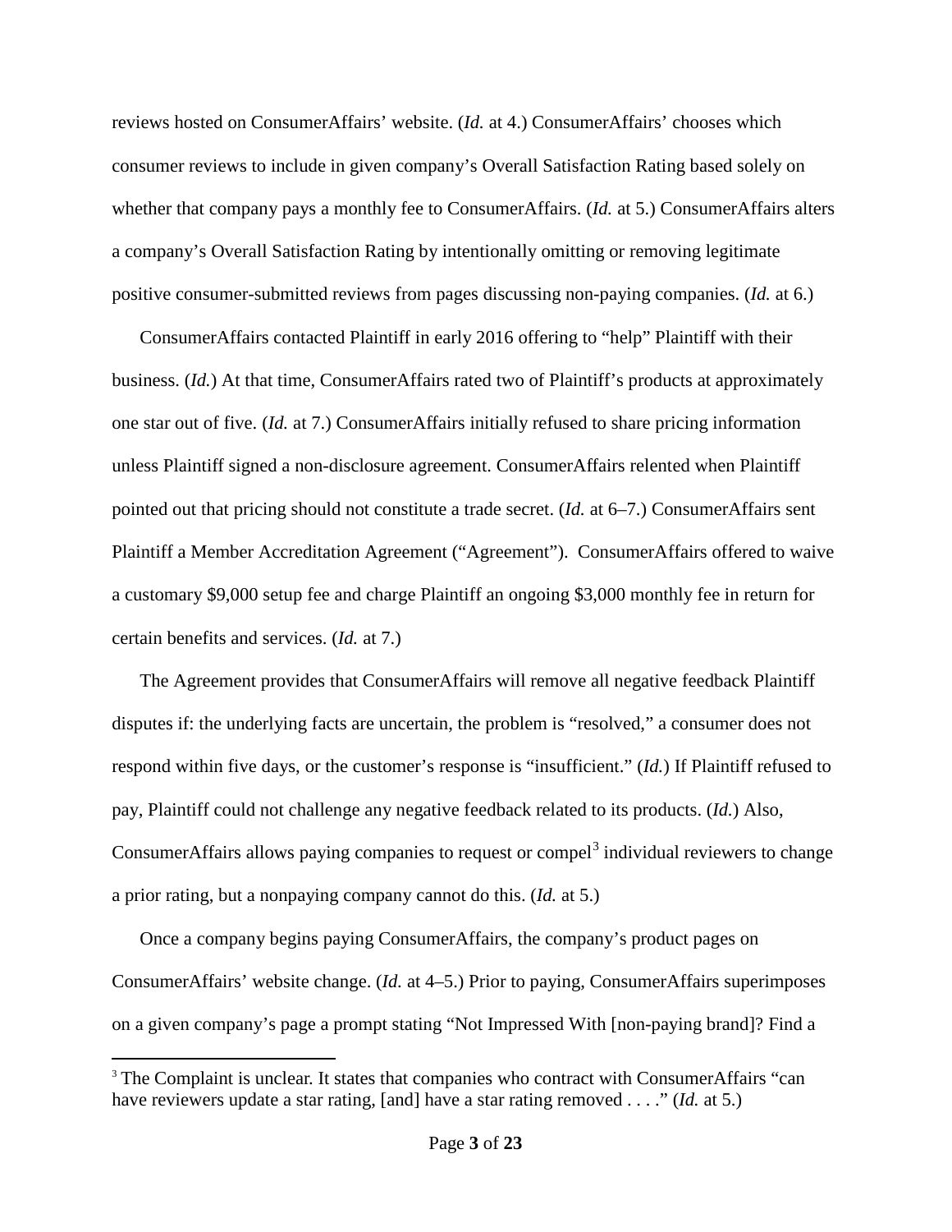reviews hosted on ConsumerAffairs' website. (*Id.* at 4.) ConsumerAffairs' chooses which consumer reviews to include in given company's Overall Satisfaction Rating based solely on whether that company pays a monthly fee to ConsumerAffairs. (*Id.* at 5.) ConsumerAffairs alters a company's Overall Satisfaction Rating by intentionally omitting or removing legitimate positive consumer-submitted reviews from pages discussing non-paying companies. (*Id.* at 6.)

ConsumerAffairs contacted Plaintiff in early 2016 offering to "help" Plaintiff with their business. (*Id.*) At that time, ConsumerAffairs rated two of Plaintiff's products at approximately one star out of five. (*Id.* at 7.) ConsumerAffairs initially refused to share pricing information unless Plaintiff signed a non-disclosure agreement. ConsumerAffairs relented when Plaintiff pointed out that pricing should not constitute a trade secret. (*Id.* at 6–7.) ConsumerAffairs sent Plaintiff a Member Accreditation Agreement ("Agreement"). ConsumerAffairs offered to waive a customary $9,000 setup fee and charge Plaintiff an ongoing $3,000 monthly fee in return for certain benefits and services. (*Id.* at 7.)

The Agreement provides that ConsumerAffairs will remove all negative feedback Plaintiff disputes if: the underlying facts are uncertain, the problem is "resolved," a consumer does not respond within five days, or the customer's response is "insufficient." (*Id.*) If Plaintiff refused to pay, Plaintiff could not challenge any negative feedback related to its products. (*Id.*) Also, ConsumerAffairs allows paying companies to request or compel[3] individual reviewers to change a prior rating, but a nonpaying company cannot do this. (*Id.* at 5.)

Once a company begins paying ConsumerAffairs, the company's product pages on ConsumerAffairs' website change. (*Id.* at 4–5.) Prior to paying, ConsumerAffairs superimposes on a given company's page a prompt stating "Not Impressed With [non-paying brand]? Find a

---

[3] The Complaint is unclear. It states that companies who contract with ConsumerAffairs "can have reviewers update a star rating, [and] have a star rating removed . . . ." (*Id.* at 5.)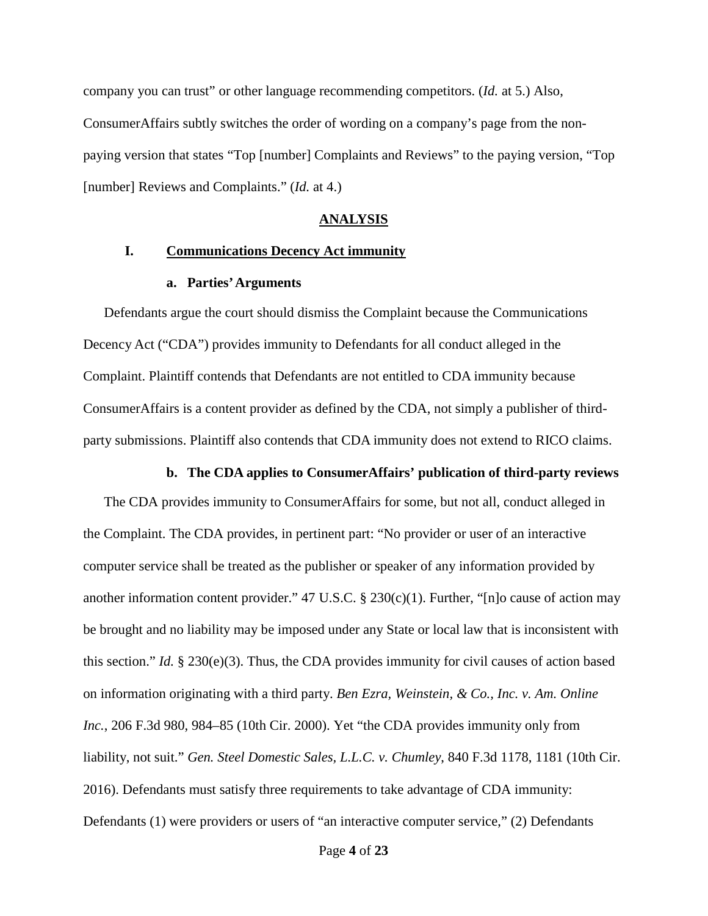company you can trust" or other language recommending competitors. (*Id.* at 5.) Also, ConsumerAffairs subtly switches the order of wording on a company's page from the non-paying version that states "Top [number] Complaints and Reviews" to the paying version, "Top [number] Reviews and Complaints." (*Id.* at 4.)

## ANALYSIS

### I. Communications Decency Act immunity

#### a. Parties' Arguments

Defendants argue the court should dismiss the Complaint because the Communications Decency Act ("CDA") provides immunity to Defendants for all conduct alleged in the Complaint. Plaintiff contends that Defendants are not entitled to CDA immunity because ConsumerAffairs is a content provider as defined by the CDA, not simply a publisher of third-party submissions. Plaintiff also contends that CDA immunity does not extend to RICO claims.

#### b. The CDA applies to ConsumerAffairs' publication of third-party reviews

The CDA provides immunity to ConsumerAffairs for some, but not all, conduct alleged in the Complaint. The CDA provides, in pertinent part: "No provider or user of an interactive computer service shall be treated as the publisher or speaker of any information provided by another information content provider." 47 U.S.C. § 230(c)(1). Further, "[n]o cause of action may be brought and no liability may be imposed under any State or local law that is inconsistent with this section." *Id.* § 230(e)(3). Thus, the CDA provides immunity for civil causes of action based on information originating with a third party. *Ben Ezra, Weinstein, & Co., Inc. v. Am. Online Inc.*, 206 F.3d 980, 984–85 (10th Cir. 2000). Yet "the CDA provides immunity only from liability, not suit." *Gen. Steel Domestic Sales, L.L.C. v. Chumley*, 840 F.3d 1178, 1181 (10th Cir. 2016). Defendants must satisfy three requirements to take advantage of CDA immunity: Defendants (1) were providers or users of "an interactive computer service," (2) Defendants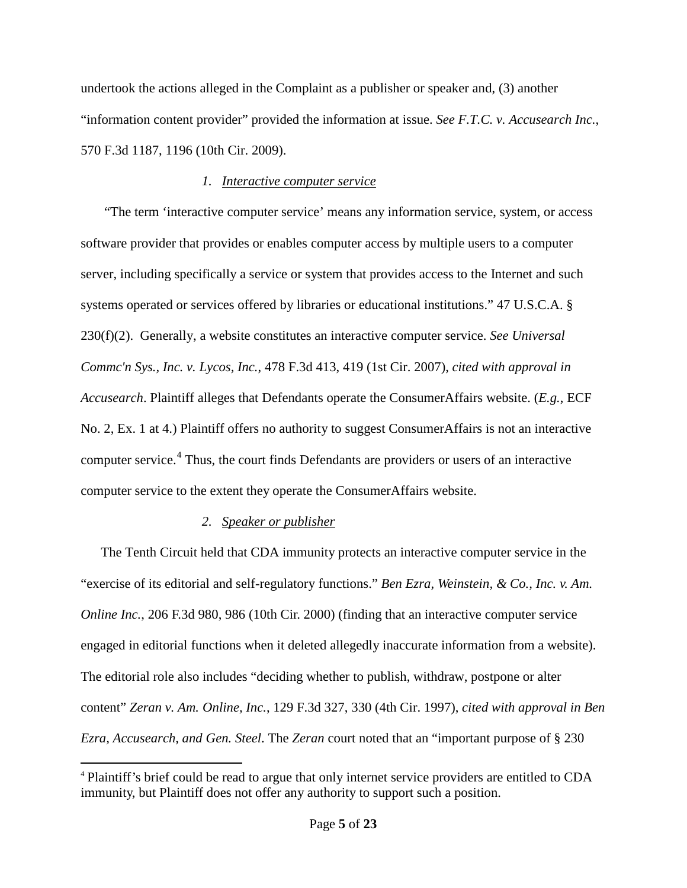undertook the actions alleged in the Complaint as a publisher or speaker and, (3) another "information content provider" provided the information at issue. *See F.T.C. v. Accusearch Inc.*, 570 F.3d 1187, 1196 (10th Cir. 2009).

*1. Interactive computer service*

"The term 'interactive computer service' means any information service, system, or access software provider that provides or enables computer access by multiple users to a computer server, including specifically a service or system that provides access to the Internet and such systems operated or services offered by libraries or educational institutions." 47 U.S.C.A. § 230(f)(2). Generally, a website constitutes an interactive computer service. *See Universal Commc'n Sys., Inc. v. Lycos, Inc.*, 478 F.3d 413, 419 (1st Cir. 2007), *cited with approval in Accusearch*. Plaintiff alleges that Defendants operate the ConsumerAffairs website. (*E.g.*, ECF No. 2, Ex. 1 at 4.) Plaintiff offers no authority to suggest ConsumerAffairs is not an interactive computer service.[4] Thus, the court finds Defendants are providers or users of an interactive computer service to the extent they operate the ConsumerAffairs website.

*2. Speaker or publisher*

The Tenth Circuit held that CDA immunity protects an interactive computer service in the "exercise of its editorial and self-regulatory functions." *Ben Ezra, Weinstein, & Co., Inc. v. Am. Online Inc.*, 206 F.3d 980, 986 (10th Cir. 2000) (finding that an interactive computer service engaged in editorial functions when it deleted allegedly inaccurate information from a website). The editorial role also includes "deciding whether to publish, withdraw, postpone or alter content" *Zeran v. Am. Online, Inc.*, 129 F.3d 327, 330 (4th Cir. 1997), *cited with approval in Ben Ezra, Accusearch, and Gen. Steel*. The *Zeran* court noted that an "important purpose of § 230

---

[4] Plaintiff's brief could be read to argue that only internet service providers are entitled to CDA immunity, but Plaintiff does not offer any authority to support such a position.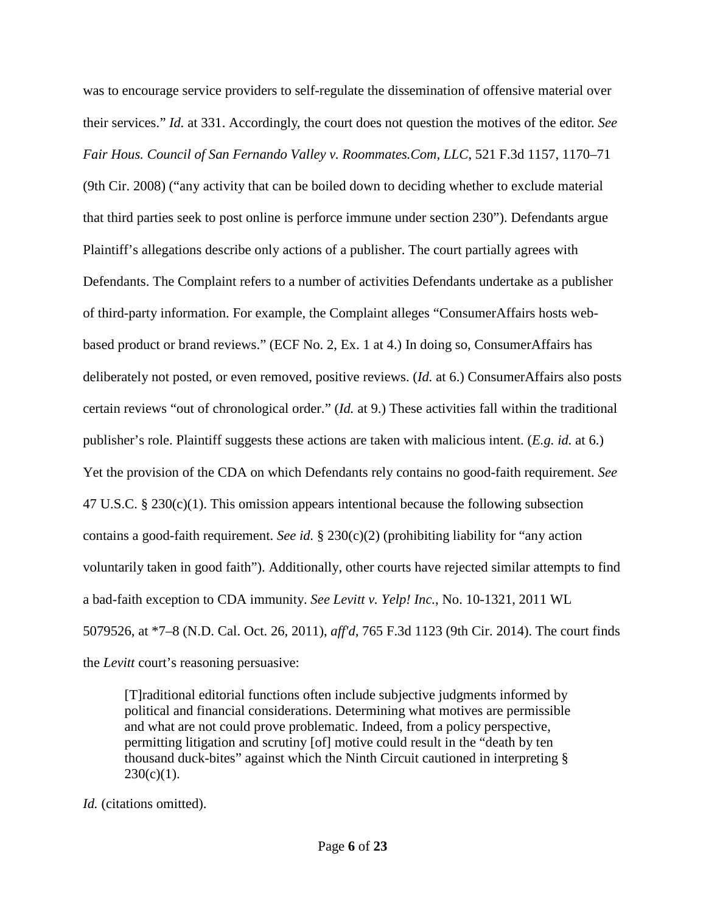was to encourage service providers to self-regulate the dissemination of offensive material over their services." *Id.* at 331. Accordingly, the court does not question the motives of the editor. *See Fair Hous. Council of San Fernando Valley v. Roommates.Com, LLC*, 521 F.3d 1157, 1170–71 (9th Cir. 2008) ("any activity that can be boiled down to deciding whether to exclude material that third parties seek to post online is perforce immune under section 230"). Defendants argue Plaintiff's allegations describe only actions of a publisher. The court partially agrees with Defendants. The Complaint refers to a number of activities Defendants undertake as a publisher of third-party information. For example, the Complaint alleges "ConsumerAffairs hosts web-based product or brand reviews." (ECF No. 2, Ex. 1 at 4.) In doing so, ConsumerAffairs has deliberately not posted, or even removed, positive reviews. (*Id.* at 6.) ConsumerAffairs also posts certain reviews "out of chronological order." (*Id.* at 9.) These activities fall within the traditional publisher's role. Plaintiff suggests these actions are taken with malicious intent. (*E.g. id.* at 6.) Yet the provision of the CDA on which Defendants rely contains no good-faith requirement. *See* 47 U.S.C. § 230(c)(1). This omission appears intentional because the following subsection contains a good-faith requirement. *See id.* § 230(c)(2) (prohibiting liability for "any action voluntarily taken in good faith"). Additionally, other courts have rejected similar attempts to find a bad-faith exception to CDA immunity. *See Levitt v. Yelp! Inc.*, No. 10-1321, 2011 WL 5079526, at *7–8 (N.D. Cal. Oct. 26, 2011), *aff'd*, 765 F.3d 1123 (9th Cir. 2014). The court finds the *Levitt* court's reasoning persuasive:

> [T]raditional editorial functions often include subjective judgments informed by political and financial considerations. Determining what motives are permissible and what are not could prove problematic. Indeed, from a policy perspective, permitting litigation and scrutiny [of] motive could result in the "death by ten thousand duck-bites" against which the Ninth Circuit cautioned in interpreting § 230(c)(1).

*Id.* (citations omitted).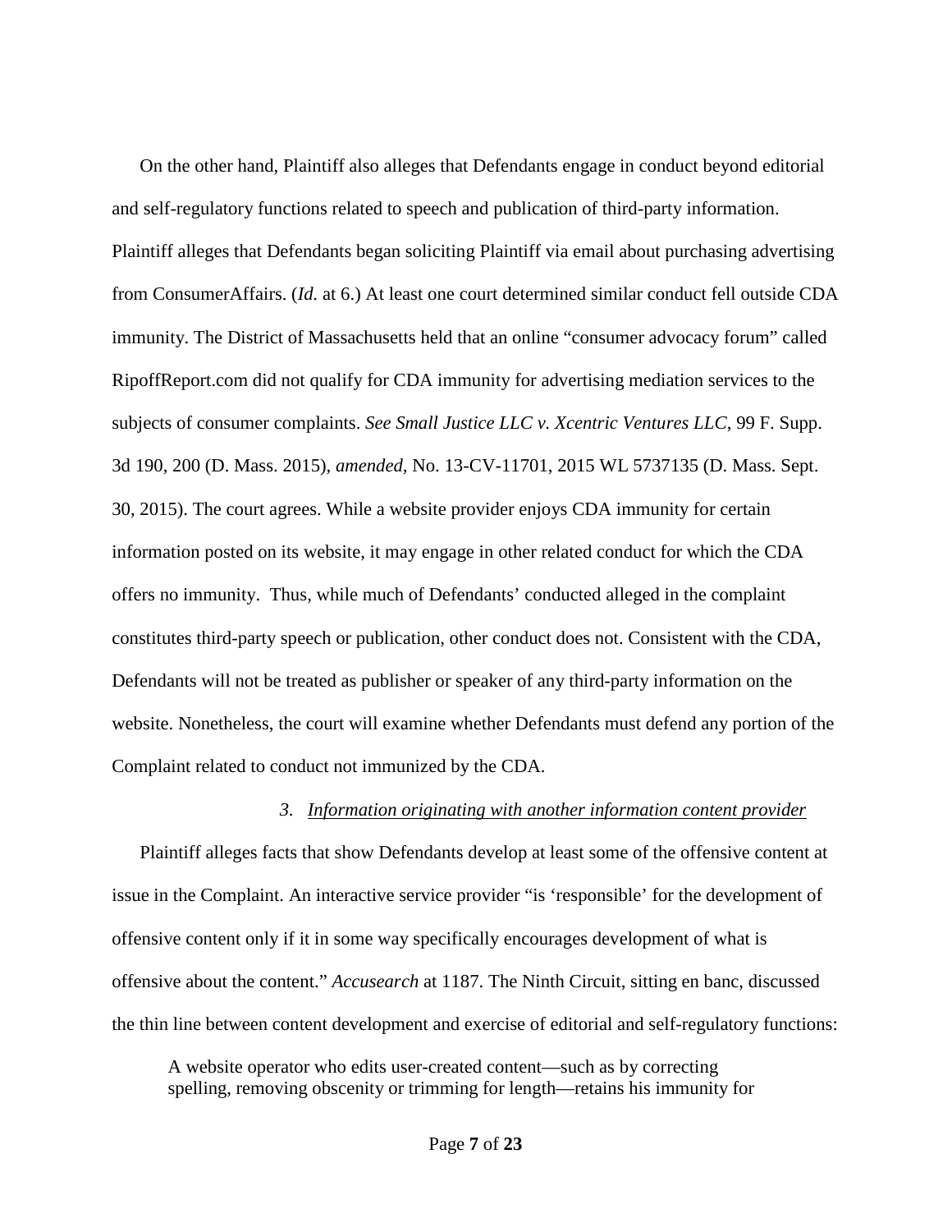On the other hand, Plaintiff also alleges that Defendants engage in conduct beyond editorial and self-regulatory functions related to speech and publication of third-party information. Plaintiff alleges that Defendants began soliciting Plaintiff via email about purchasing advertising from ConsumerAffairs. (*Id.* at 6.) At least one court determined similar conduct fell outside CDA immunity. The District of Massachusetts held that an online "consumer advocacy forum" called RipoffReport.com did not qualify for CDA immunity for advertising mediation services to the subjects of consumer complaints. *See Small Justice LLC v. Xcentric Ventures LLC*, 99 F. Supp. 3d 190, 200 (D. Mass. 2015), *amended*, No. 13-CV-11701, 2015 WL 5737135 (D. Mass. Sept. 30, 2015). The court agrees. While a website provider enjoys CDA immunity for certain information posted on its website, it may engage in other related conduct for which the CDA offers no immunity. Thus, while much of Defendants' conducted alleged in the complaint constitutes third-party speech or publication, other conduct does not. Consistent with the CDA, Defendants will not be treated as publisher or speaker of any third-party information on the website. Nonetheless, the court will examine whether Defendants must defend any portion of the Complaint related to conduct not immunized by the CDA.

*3. Information originating with another information content provider*

Plaintiff alleges facts that show Defendants develop at least some of the offensive content at issue in the Complaint. An interactive service provider "is 'responsible' for the development of offensive content only if it in some way specifically encourages development of what is offensive about the content." *Accusearch* at 1187. The Ninth Circuit, sitting en banc, discussed the thin line between content development and exercise of editorial and self-regulatory functions:

> A website operator who edits user-created content—such as by correcting spelling, removing obscenity or trimming for length—retains his immunity for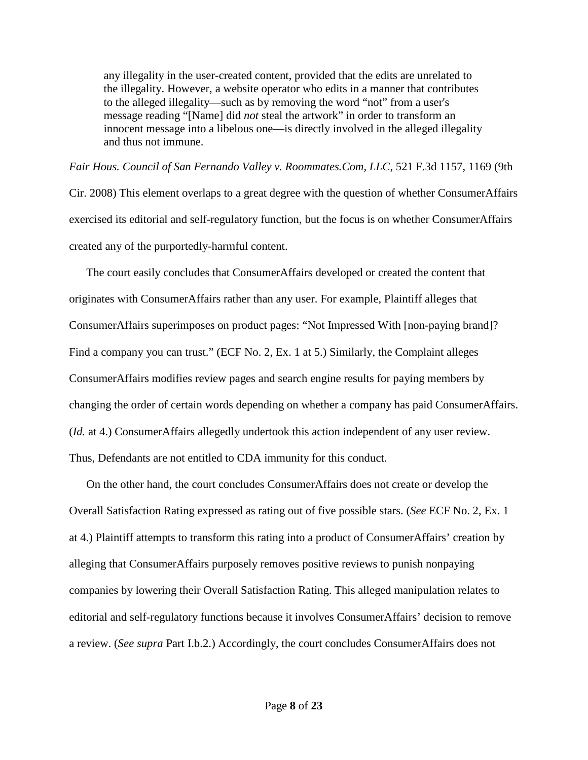> any illegality in the user-created content, provided that the edits are unrelated to the illegality. However, a website operator who edits in a manner that contributes to the alleged illegality—such as by removing the word "not" from a user's message reading "[Name] did *not* steal the artwork" in order to transform an innocent message into a libelous one—is directly involved in the alleged illegality and thus not immune.

*Fair Hous. Council of San Fernando Valley v. Roommates.Com, LLC*, 521 F.3d 1157, 1169 (9th Cir. 2008) This element overlaps to a great degree with the question of whether ConsumerAffairs exercised its editorial and self-regulatory function, but the focus is on whether ConsumerAffairs created any of the purportedly-harmful content.

The court easily concludes that ConsumerAffairs developed or created the content that originates with ConsumerAffairs rather than any user. For example, Plaintiff alleges that ConsumerAffairs superimposes on product pages: "Not Impressed With [non-paying brand]? Find a company you can trust." (ECF No. 2, Ex. 1 at 5.) Similarly, the Complaint alleges ConsumerAffairs modifies review pages and search engine results for paying members by changing the order of certain words depending on whether a company has paid ConsumerAffairs. (*Id.* at 4.) ConsumerAffairs allegedly undertook this action independent of any user review. Thus, Defendants are not entitled to CDA immunity for this conduct.

On the other hand, the court concludes ConsumerAffairs does not create or develop the Overall Satisfaction Rating expressed as rating out of five possible stars. (*See* ECF No. 2, Ex. 1 at 4.) Plaintiff attempts to transform this rating into a product of ConsumerAffairs' creation by alleging that ConsumerAffairs purposely removes positive reviews to punish nonpaying companies by lowering their Overall Satisfaction Rating. This alleged manipulation relates to editorial and self-regulatory functions because it involves ConsumerAffairs' decision to remove a review. (*See supra* Part I.b.2.) Accordingly, the court concludes ConsumerAffairs does not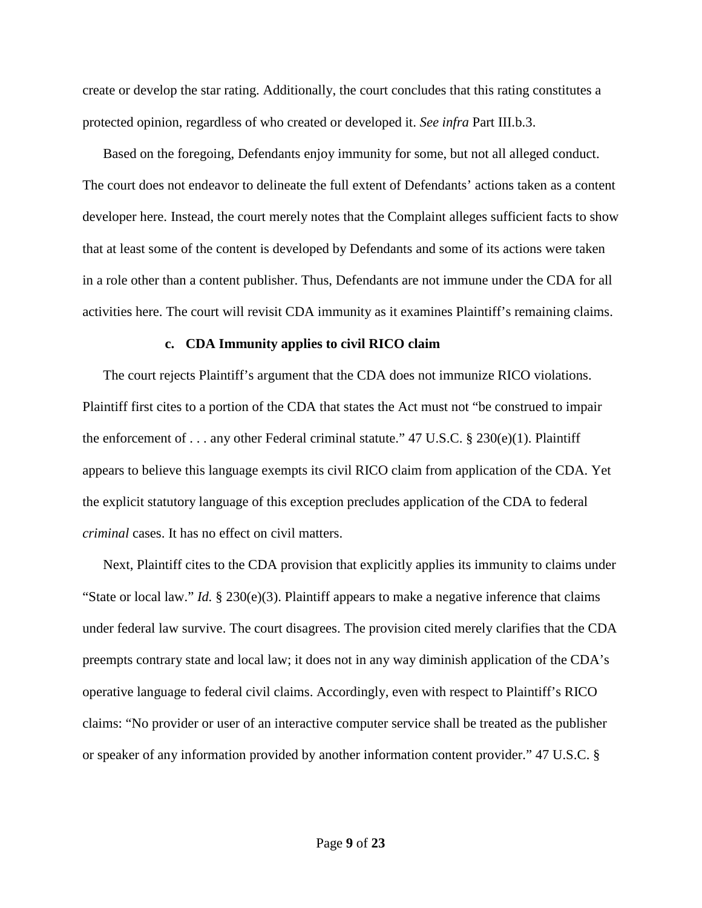create or develop the star rating. Additionally, the court concludes that this rating constitutes a protected opinion, regardless of who created or developed it. *See infra* Part III.b.3.

Based on the foregoing, Defendants enjoy immunity for some, but not all alleged conduct. The court does not endeavor to delineate the full extent of Defendants' actions taken as a content developer here. Instead, the court merely notes that the Complaint alleges sufficient facts to show that at least some of the content is developed by Defendants and some of its actions were taken in a role other than a content publisher. Thus, Defendants are not immune under the CDA for all activities here. The court will revisit CDA immunity as it examines Plaintiff's remaining claims.

### c. CDA Immunity applies to civil RICO claim

The court rejects Plaintiff's argument that the CDA does not immunize RICO violations. Plaintiff first cites to a portion of the CDA that states the Act must not "be construed to impair the enforcement of . . . any other Federal criminal statute." 47 U.S.C. § 230(e)(1). Plaintiff appears to believe this language exempts its civil RICO claim from application of the CDA. Yet the explicit statutory language of this exception precludes application of the CDA to federal *criminal* cases. It has no effect on civil matters.

Next, Plaintiff cites to the CDA provision that explicitly applies its immunity to claims under "State or local law." *Id.* § 230(e)(3). Plaintiff appears to make a negative inference that claims under federal law survive. The court disagrees. The provision cited merely clarifies that the CDA preempts contrary state and local law; it does not in any way diminish application of the CDA's operative language to federal civil claims. Accordingly, even with respect to Plaintiff's RICO claims: "No provider or user of an interactive computer service shall be treated as the publisher or speaker of any information provided by another information content provider." 47 U.S.C. §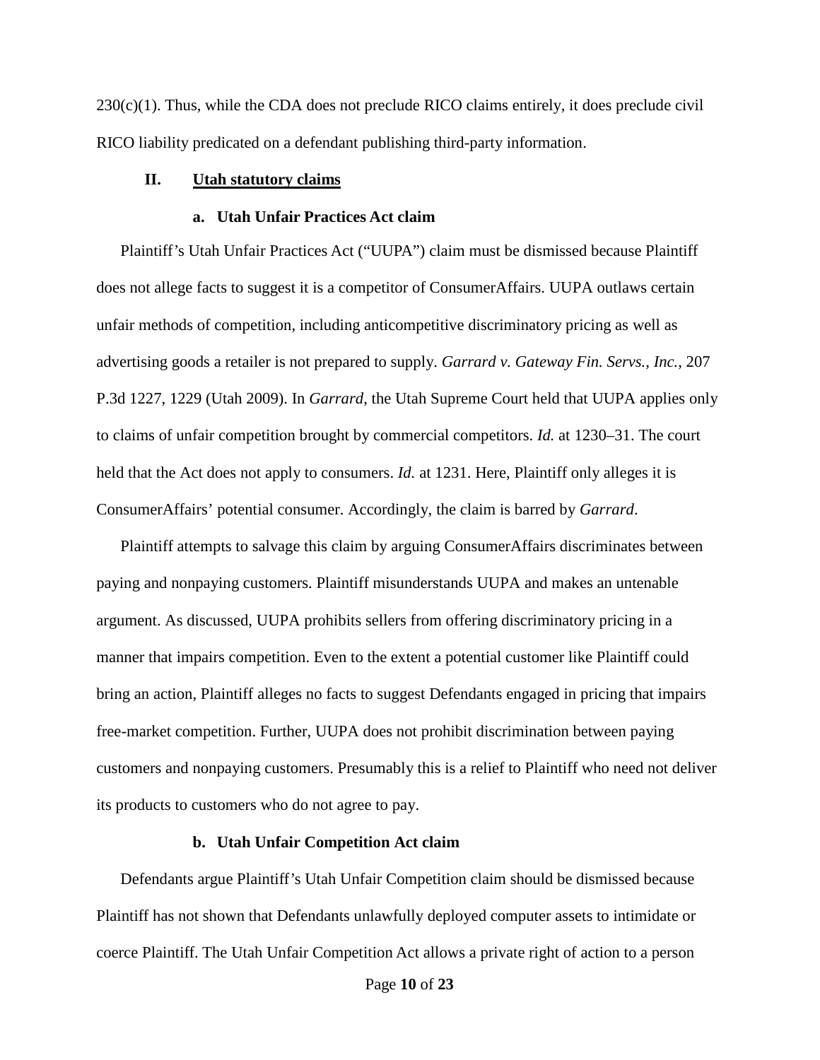230(c)(1). Thus, while the CDA does not preclude RICO claims entirely, it does preclude civil RICO liability predicated on a defendant publishing third-party information.

## II. Utah statutory claims

### a. Utah Unfair Practices Act claim

Plaintiff's Utah Unfair Practices Act ("UUPA") claim must be dismissed because Plaintiff does not allege facts to suggest it is a competitor of ConsumerAffairs. UUPA outlaws certain unfair methods of competition, including anticompetitive discriminatory pricing as well as advertising goods a retailer is not prepared to supply. *Garrard v. Gateway Fin. Servs., Inc.*, 207 P.3d 1227, 1229 (Utah 2009). In *Garrard*, the Utah Supreme Court held that UUPA applies only to claims of unfair competition brought by commercial competitors. *Id.* at 1230–31. The court held that the Act does not apply to consumers. *Id.* at 1231. Here, Plaintiff only alleges it is ConsumerAffairs' potential consumer. Accordingly, the claim is barred by *Garrard*.

Plaintiff attempts to salvage this claim by arguing ConsumerAffairs discriminates between paying and nonpaying customers. Plaintiff misunderstands UUPA and makes an untenable argument. As discussed, UUPA prohibits sellers from offering discriminatory pricing in a manner that impairs competition. Even to the extent a potential customer like Plaintiff could bring an action, Plaintiff alleges no facts to suggest Defendants engaged in pricing that impairs free-market competition. Further, UUPA does not prohibit discrimination between paying customers and nonpaying customers. Presumably this is a relief to Plaintiff who need not deliver its products to customers who do not agree to pay.

### b. Utah Unfair Competition Act claim

Defendants argue Plaintiff's Utah Unfair Competition claim should be dismissed because Plaintiff has not shown that Defendants unlawfully deployed computer assets to intimidate or coerce Plaintiff. The Utah Unfair Competition Act allows a private right of action to a person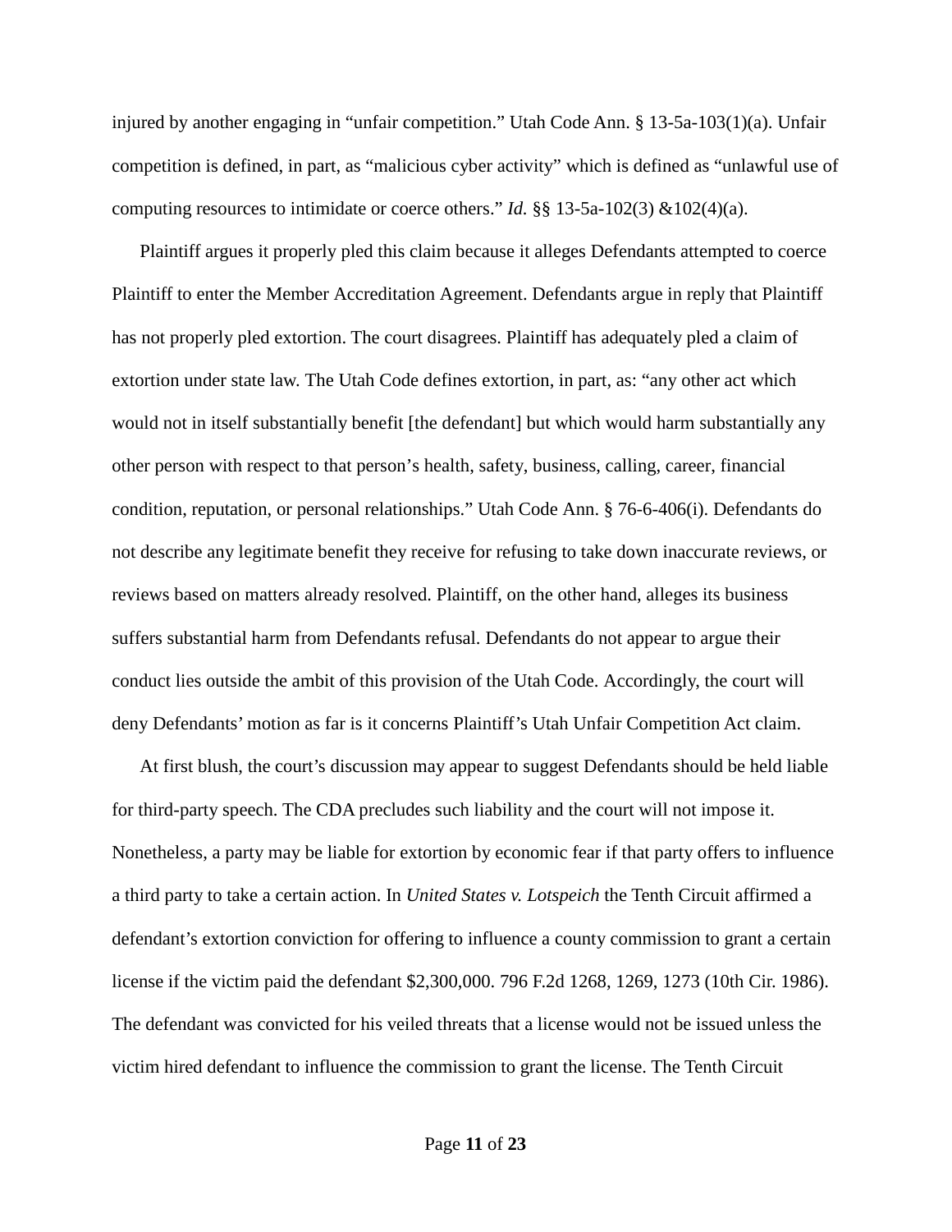injured by another engaging in “unfair competition.” Utah Code Ann. § 13-5a-103(1)(a). Unfair competition is defined, in part, as “malicious cyber activity” which is defined as “unlawful use of computing resources to intimidate or coerce others.” *Id.* §§ 13-5a-102(3) &102(4)(a).

Plaintiff argues it properly pled this claim because it alleges Defendants attempted to coerce Plaintiff to enter the Member Accreditation Agreement. Defendants argue in reply that Plaintiff has not properly pled extortion. The court disagrees. Plaintiff has adequately pled a claim of extortion under state law. The Utah Code defines extortion, in part, as: “any other act which would not in itself substantially benefit [the defendant] but which would harm substantially any other person with respect to that person’s health, safety, business, calling, career, financial condition, reputation, or personal relationships.” Utah Code Ann. § 76-6-406(i). Defendants do not describe any legitimate benefit they receive for refusing to take down inaccurate reviews, or reviews based on matters already resolved. Plaintiff, on the other hand, alleges its business suffers substantial harm from Defendants refusal. Defendants do not appear to argue their conduct lies outside the ambit of this provision of the Utah Code. Accordingly, the court will deny Defendants’ motion as far is it concerns Plaintiff’s Utah Unfair Competition Act claim.

At first blush, the court’s discussion may appear to suggest Defendants should be held liable for third-party speech. The CDA precludes such liability and the court will not impose it. Nonetheless, a party may be liable for extortion by economic fear if that party offers to influence a third party to take a certain action. In *United States v. Lotspeich* the Tenth Circuit affirmed a defendant’s extortion conviction for offering to influence a county commission to grant a certain license if the victim paid the defendant $2,300,000. 796 F.2d 1268, 1269, 1273 (10th Cir. 1986). The defendant was convicted for his veiled threats that a license would not be issued unless the victim hired defendant to influence the commission to grant the license. The Tenth Circuit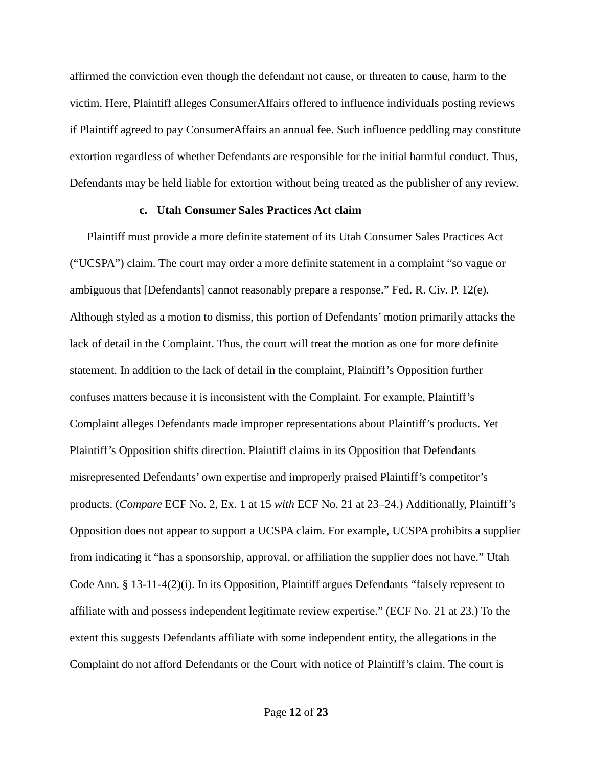affirmed the conviction even though the defendant not cause, or threaten to cause, harm to the victim. Here, Plaintiff alleges ConsumerAffairs offered to influence individuals posting reviews if Plaintiff agreed to pay ConsumerAffairs an annual fee. Such influence peddling may constitute extortion regardless of whether Defendants are responsible for the initial harmful conduct. Thus, Defendants may be held liable for extortion without being treated as the publisher of any review.

**c. Utah Consumer Sales Practices Act claim**

Plaintiff must provide a more definite statement of its Utah Consumer Sales Practices Act ("UCSPA") claim. The court may order a more definite statement in a complaint "so vague or ambiguous that [Defendants] cannot reasonably prepare a response." Fed. R. Civ. P. 12(e). Although styled as a motion to dismiss, this portion of Defendants' motion primarily attacks the lack of detail in the Complaint. Thus, the court will treat the motion as one for more definite statement. In addition to the lack of detail in the complaint, Plaintiff's Opposition further confuses matters because it is inconsistent with the Complaint. For example, Plaintiff's Complaint alleges Defendants made improper representations about Plaintiff's products. Yet Plaintiff's Opposition shifts direction. Plaintiff claims in its Opposition that Defendants misrepresented Defendants' own expertise and improperly praised Plaintiff's competitor's products. (*Compare* ECF No. 2, Ex. 1 at 15 *with* ECF No. 21 at 23–24.) Additionally, Plaintiff's Opposition does not appear to support a UCSPA claim. For example, UCSPA prohibits a supplier from indicating it "has a sponsorship, approval, or affiliation the supplier does not have." Utah Code Ann. § 13-11-4(2)(i). In its Opposition, Plaintiff argues Defendants "falsely represent to affiliate with and possess independent legitimate review expertise." (ECF No. 21 at 23.) To the extent this suggests Defendants affiliate with some independent entity, the allegations in the Complaint do not afford Defendants or the Court with notice of Plaintiff's claim. The court is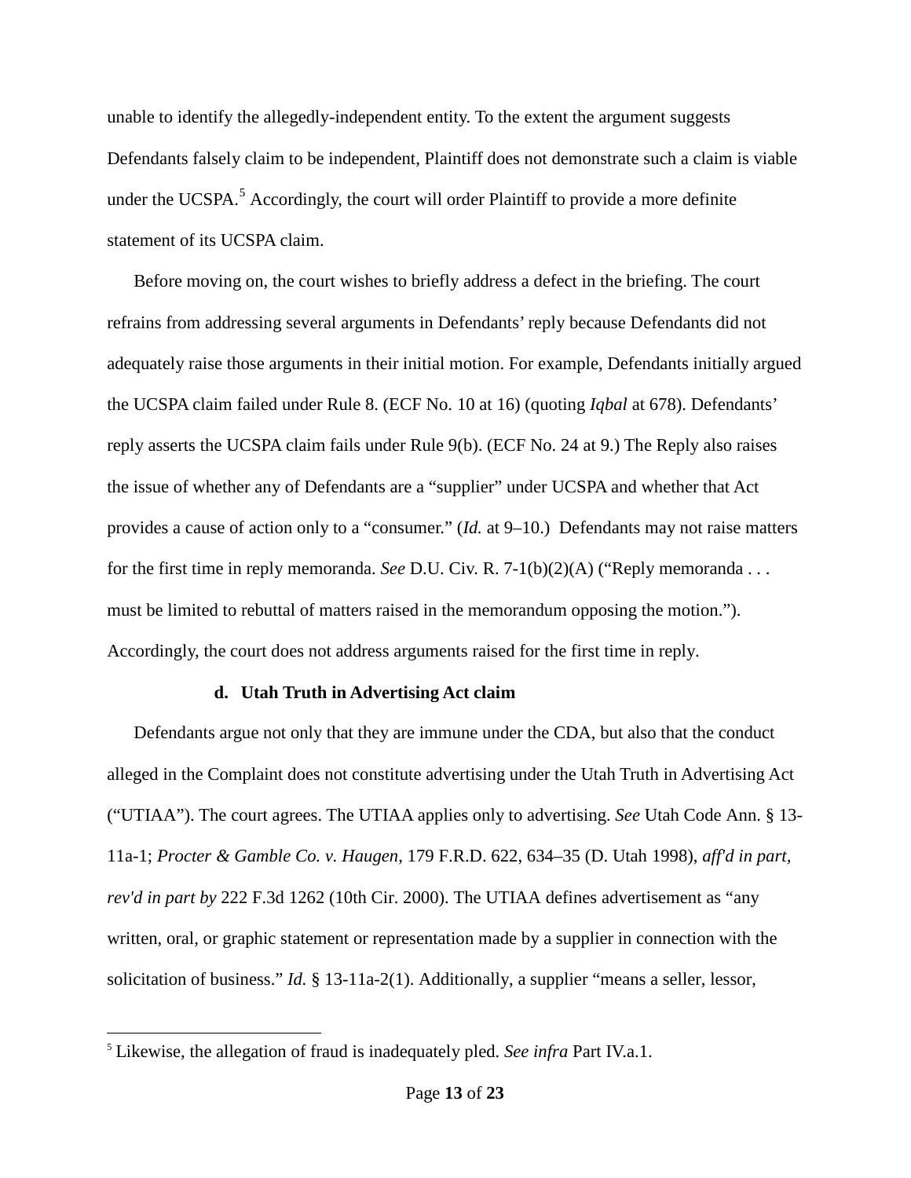unable to identify the allegedly-independent entity. To the extent the argument suggests Defendants falsely claim to be independent, Plaintiff does not demonstrate such a claim is viable under the UCSPA.[5] Accordingly, the court will order Plaintiff to provide a more definite statement of its UCSPA claim.

Before moving on, the court wishes to briefly address a defect in the briefing. The court refrains from addressing several arguments in Defendants' reply because Defendants did not adequately raise those arguments in their initial motion. For example, Defendants initially argued the UCSPA claim failed under Rule 8. (ECF No. 10 at 16) (quoting *Iqbal* at 678). Defendants' reply asserts the UCSPA claim fails under Rule 9(b). (ECF No. 24 at 9.) The Reply also raises the issue of whether any of Defendants are a "supplier" under UCSPA and whether that Act provides a cause of action only to a "consumer." (*Id.* at 9–10.) Defendants may not raise matters for the first time in reply memoranda. *See* D.U. Civ. R. 7-1(b)(2)(A) ("Reply memoranda . . . must be limited to rebuttal of matters raised in the memorandum opposing the motion."). Accordingly, the court does not address arguments raised for the first time in reply.

**d. Utah Truth in Advertising Act claim**

Defendants argue not only that they are immune under the CDA, but also that the conduct alleged in the Complaint does not constitute advertising under the Utah Truth in Advertising Act ("UTIAA"). The court agrees. The UTIAA applies only to advertising. *See* Utah Code Ann. § 13-11a-1; *Procter & Gamble Co. v. Haugen*, 179 F.R.D. 622, 634–35 (D. Utah 1998), *aff'd in part, rev'd in part by* 222 F.3d 1262 (10th Cir. 2000). The UTIAA defines advertisement as "any written, oral, or graphic statement or representation made by a supplier in connection with the solicitation of business." *Id.* § 13-11a-2(1). Additionally, a supplier "means a seller, lessor,

[5] Likewise, the allegation of fraud is inadequately pled. *See infra* Part IV.a.1.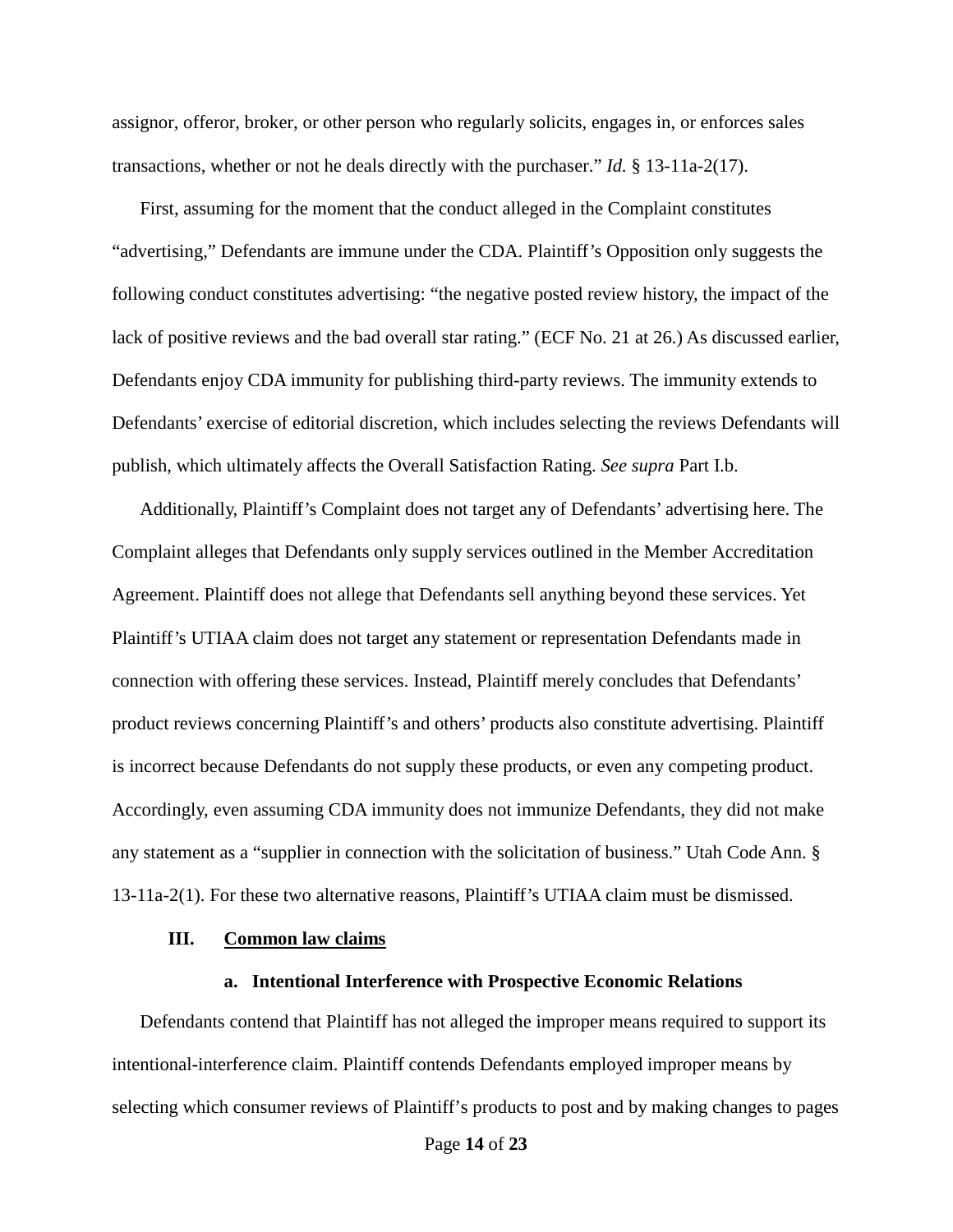assignor, offeror, broker, or other person who regularly solicits, engages in, or enforces sales transactions, whether or not he deals directly with the purchaser." *Id.* § 13-11a-2(17).

First, assuming for the moment that the conduct alleged in the Complaint constitutes "advertising," Defendants are immune under the CDA. Plaintiff's Opposition only suggests the following conduct constitutes advertising: "the negative posted review history, the impact of the lack of positive reviews and the bad overall star rating." (ECF No. 21 at 26.) As discussed earlier, Defendants enjoy CDA immunity for publishing third-party reviews. The immunity extends to Defendants' exercise of editorial discretion, which includes selecting the reviews Defendants will publish, which ultimately affects the Overall Satisfaction Rating. *See supra* Part I.b.

Additionally, Plaintiff's Complaint does not target any of Defendants' advertising here. The Complaint alleges that Defendants only supply services outlined in the Member Accreditation Agreement. Plaintiff does not allege that Defendants sell anything beyond these services. Yet Plaintiff's UTIAA claim does not target any statement or representation Defendants made in connection with offering these services. Instead, Plaintiff merely concludes that Defendants' product reviews concerning Plaintiff's and others' products also constitute advertising. Plaintiff is incorrect because Defendants do not supply these products, or even any competing product. Accordingly, even assuming CDA immunity does not immunize Defendants, they did not make any statement as a "supplier in connection with the solicitation of business." Utah Code Ann. § 13-11a-2(1). For these two alternative reasons, Plaintiff's UTIAA claim must be dismissed.

## III. Common law claims

### a. Intentional Interference with Prospective Economic Relations

Defendants contend that Plaintiff has not alleged the improper means required to support its intentional-interference claim. Plaintiff contends Defendants employed improper means by selecting which consumer reviews of Plaintiff's products to post and by making changes to pages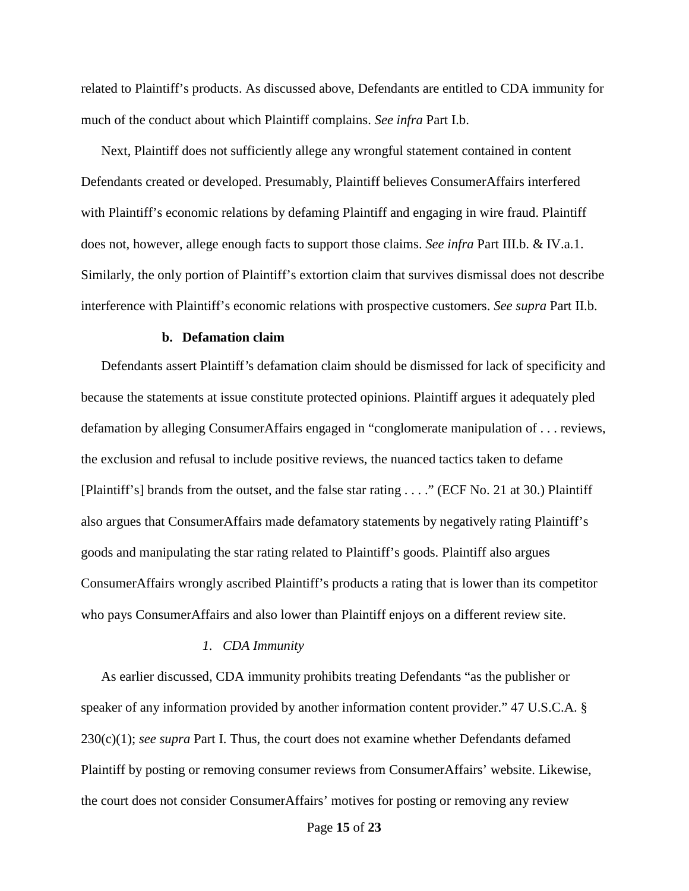related to Plaintiff's products. As discussed above, Defendants are entitled to CDA immunity for much of the conduct about which Plaintiff complains. *See infra* Part I.b.

Next, Plaintiff does not sufficiently allege any wrongful statement contained in content Defendants created or developed. Presumably, Plaintiff believes ConsumerAffairs interfered with Plaintiff's economic relations by defaming Plaintiff and engaging in wire fraud. Plaintiff does not, however, allege enough facts to support those claims. *See infra* Part III.b. & IV.a.1. Similarly, the only portion of Plaintiff's extortion claim that survives dismissal does not describe interference with Plaintiff's economic relations with prospective customers. *See supra* Part II.b.

#### b. Defamation claim

Defendants assert Plaintiff's defamation claim should be dismissed for lack of specificity and because the statements at issue constitute protected opinions. Plaintiff argues it adequately pled defamation by alleging ConsumerAffairs engaged in "conglomerate manipulation of . . . reviews, the exclusion and refusal to include positive reviews, the nuanced tactics taken to defame [Plaintiff's] brands from the outset, and the false star rating . . . ." (ECF No. 21 at 30.) Plaintiff also argues that ConsumerAffairs made defamatory statements by negatively rating Plaintiff's goods and manipulating the star rating related to Plaintiff's goods. Plaintiff also argues ConsumerAffairs wrongly ascribed Plaintiff's products a rating that is lower than its competitor who pays ConsumerAffairs and also lower than Plaintiff enjoys on a different review site.

##### *1. CDA Immunity*

As earlier discussed, CDA immunity prohibits treating Defendants "as the publisher or speaker of any information provided by another information content provider." 47 U.S.C.A. § 230(c)(1); *see supra* Part I. Thus, the court does not examine whether Defendants defamed Plaintiff by posting or removing consumer reviews from ConsumerAffairs' website. Likewise, the court does not consider ConsumerAffairs' motives for posting or removing any review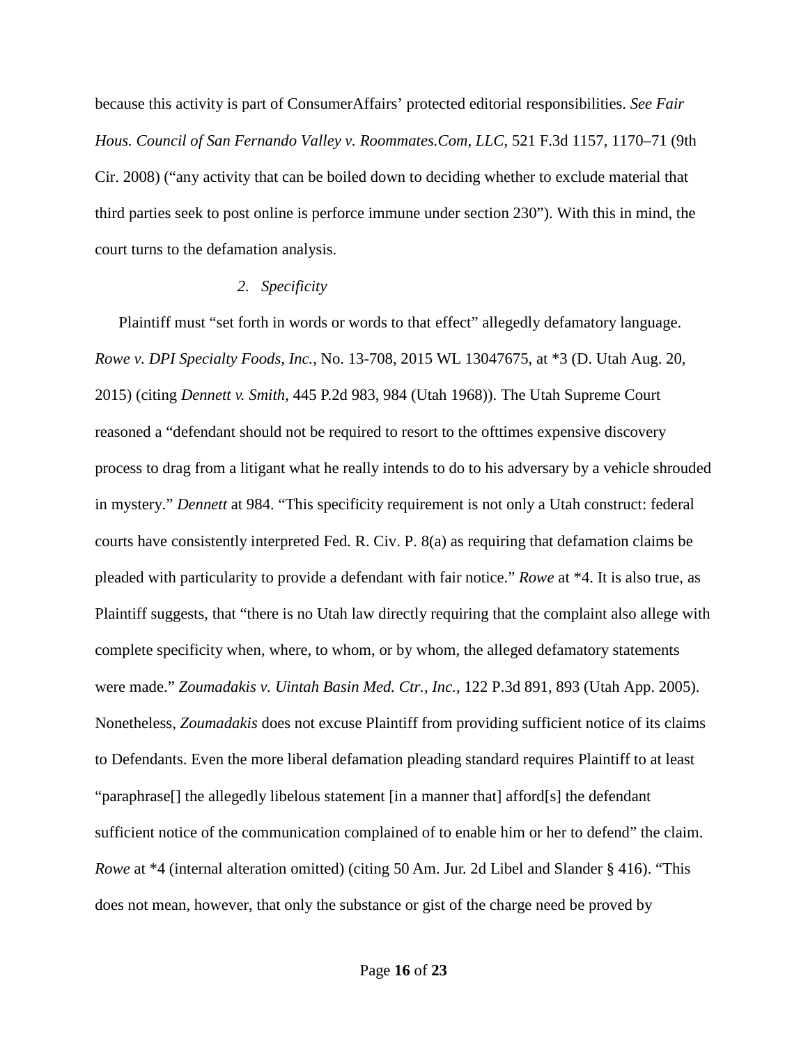because this activity is part of ConsumerAffairs' protected editorial responsibilities. *See Fair Hous. Council of San Fernando Valley v. Roommates.Com, LLC*, 521 F.3d 1157, 1170–71 (9th Cir. 2008) ("any activity that can be boiled down to deciding whether to exclude material that third parties seek to post online is perforce immune under section 230"). With this in mind, the court turns to the defamation analysis.

*2. Specificity*

Plaintiff must "set forth in words or words to that effect" allegedly defamatory language. *Rowe v. DPI Specialty Foods, Inc.*, No. 13-708, 2015 WL 13047675, at *3 (D. Utah Aug. 20, 2015) (citing *Dennett v. Smith*, 445 P.2d 983, 984 (Utah 1968)). The Utah Supreme Court reasoned a "defendant should not be required to resort to the ofttimes expensive discovery process to drag from a litigant what he really intends to do to his adversary by a vehicle shrouded in mystery." *Dennett* at 984. "This specificity requirement is not only a Utah construct: federal courts have consistently interpreted Fed. R. Civ. P. 8(a) as requiring that defamation claims be pleaded with particularity to provide a defendant with fair notice." *Rowe* at *4. It is also true, as Plaintiff suggests, that "there is no Utah law directly requiring that the complaint also allege with complete specificity when, where, to whom, or by whom, the alleged defamatory statements were made." *Zoumadakis v. Uintah Basin Med. Ctr., Inc.*, 122 P.3d 891, 893 (Utah App. 2005). Nonetheless, *Zoumadakis* does not excuse Plaintiff from providing sufficient notice of its claims to Defendants. Even the more liberal defamation pleading standard requires Plaintiff to at least "paraphrase[] the allegedly libelous statement [in a manner that] afford[s] the defendant sufficient notice of the communication complained of to enable him or her to defend" the claim. *Rowe* at *4 (internal alteration omitted) (citing 50 Am. Jur. 2d Libel and Slander § 416). "This does not mean, however, that only the substance or gist of the charge need be proved by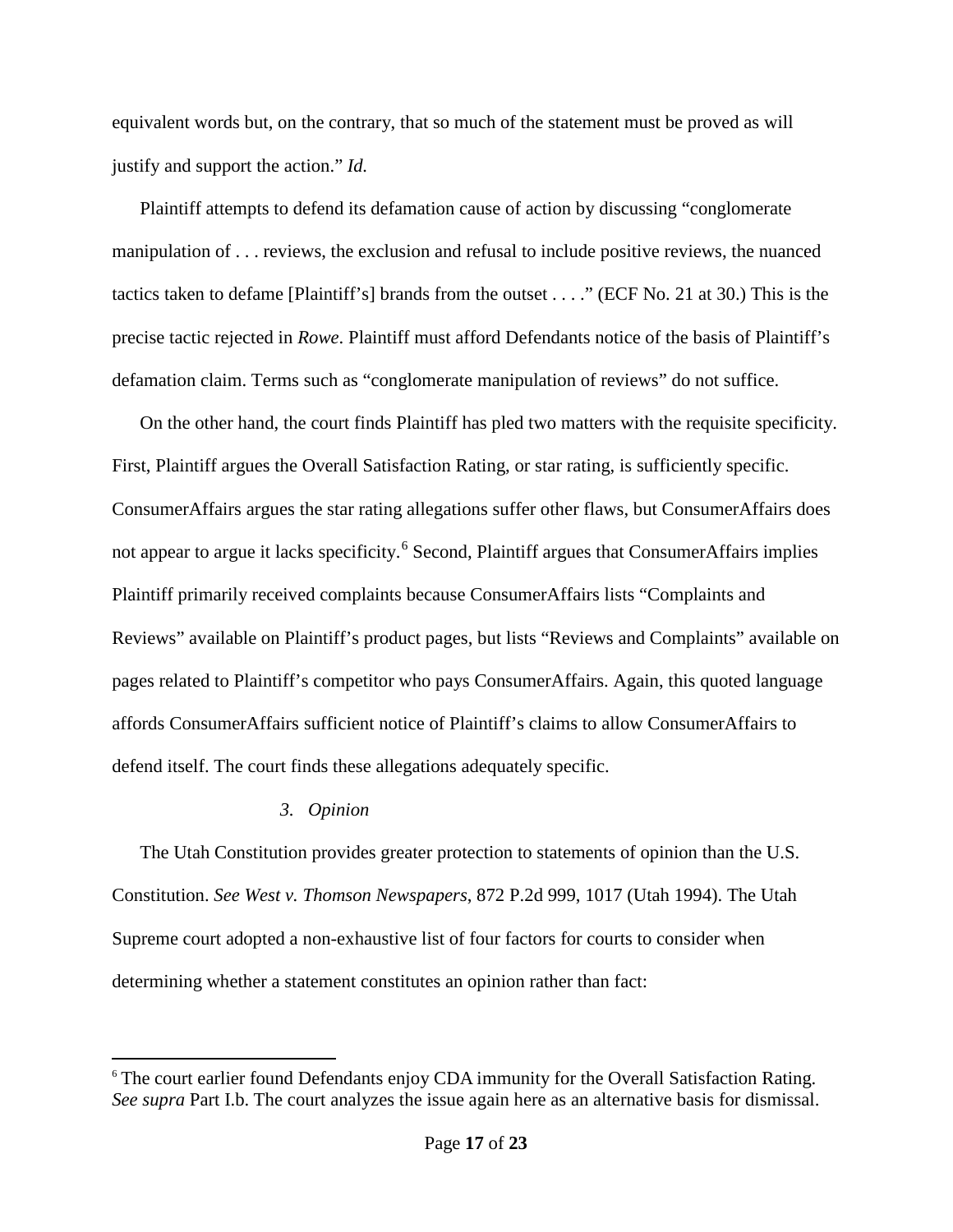equivalent words but, on the contrary, that so much of the statement must be proved as will justify and support the action." *Id.*

Plaintiff attempts to defend its defamation cause of action by discussing "conglomerate manipulation of . . . reviews, the exclusion and refusal to include positive reviews, the nuanced tactics taken to defame [Plaintiff's] brands from the outset . . . ." (ECF No. 21 at 30.) This is the precise tactic rejected in *Rowe*. Plaintiff must afford Defendants notice of the basis of Plaintiff's defamation claim. Terms such as "conglomerate manipulation of reviews" do not suffice.

On the other hand, the court finds Plaintiff has pled two matters with the requisite specificity. First, Plaintiff argues the Overall Satisfaction Rating, or star rating, is sufficiently specific. ConsumerAffairs argues the star rating allegations suffer other flaws, but ConsumerAffairs does not appear to argue it lacks specificity.[6] Second, Plaintiff argues that ConsumerAffairs implies Plaintiff primarily received complaints because ConsumerAffairs lists "Complaints and Reviews" available on Plaintiff's product pages, but lists "Reviews and Complaints" available on pages related to Plaintiff's competitor who pays ConsumerAffairs. Again, this quoted language affords ConsumerAffairs sufficient notice of Plaintiff's claims to allow ConsumerAffairs to defend itself. The court finds these allegations adequately specific.

*3. Opinion*

The Utah Constitution provides greater protection to statements of opinion than the U.S. Constitution. *See West v. Thomson Newspapers*, 872 P.2d 999, 1017 (Utah 1994). The Utah Supreme court adopted a non-exhaustive list of four factors for courts to consider when determining whether a statement constitutes an opinion rather than fact:

---

[6] The court earlier found Defendants enjoy CDA immunity for the Overall Satisfaction Rating. *See supra* Part I.b. The court analyzes the issue again here as an alternative basis for dismissal.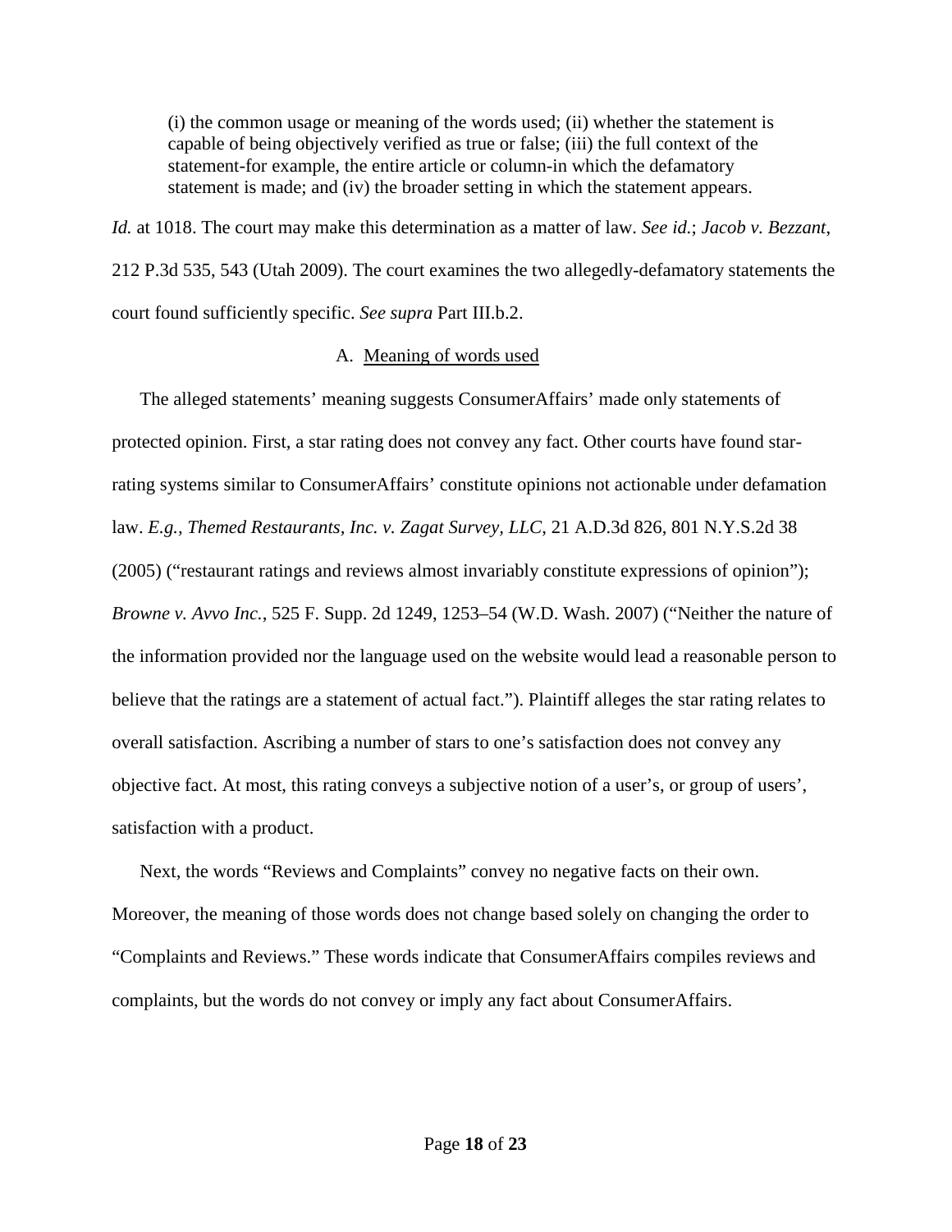> (i) the common usage or meaning of the words used; (ii) whether the statement is capable of being objectively verified as true or false; (iii) the full context of the statement-for example, the entire article or column-in which the defamatory statement is made; and (iv) the broader setting in which the statement appears.

*Id.* at 1018. The court may make this determination as a matter of law. *See id.*; *Jacob v. Bezzant*, 212 P.3d 535, 543 (Utah 2009). The court examines the two allegedly-defamatory statements the court found sufficiently specific. *See supra* Part III.b.2.

A. Meaning of words used

The alleged statements' meaning suggests ConsumerAffairs' made only statements of protected opinion. First, a star rating does not convey any fact. Other courts have found star-rating systems similar to ConsumerAffairs' constitute opinions not actionable under defamation law. *E.g., Themed Restaurants, Inc. v. Zagat Survey, LLC*, 21 A.D.3d 826, 801 N.Y.S.2d 38 (2005) ("restaurant ratings and reviews almost invariably constitute expressions of opinion"); *Browne v. Avvo Inc.*, 525 F. Supp. 2d 1249, 1253–54 (W.D. Wash. 2007) ("Neither the nature of the information provided nor the language used on the website would lead a reasonable person to believe that the ratings are a statement of actual fact."). Plaintiff alleges the star rating relates to overall satisfaction. Ascribing a number of stars to one's satisfaction does not convey any objective fact. At most, this rating conveys a subjective notion of a user's, or group of users', satisfaction with a product.

Next, the words "Reviews and Complaints" convey no negative facts on their own. Moreover, the meaning of those words does not change based solely on changing the order to "Complaints and Reviews." These words indicate that ConsumerAffairs compiles reviews and complaints, but the words do not convey or imply any fact about ConsumerAffairs.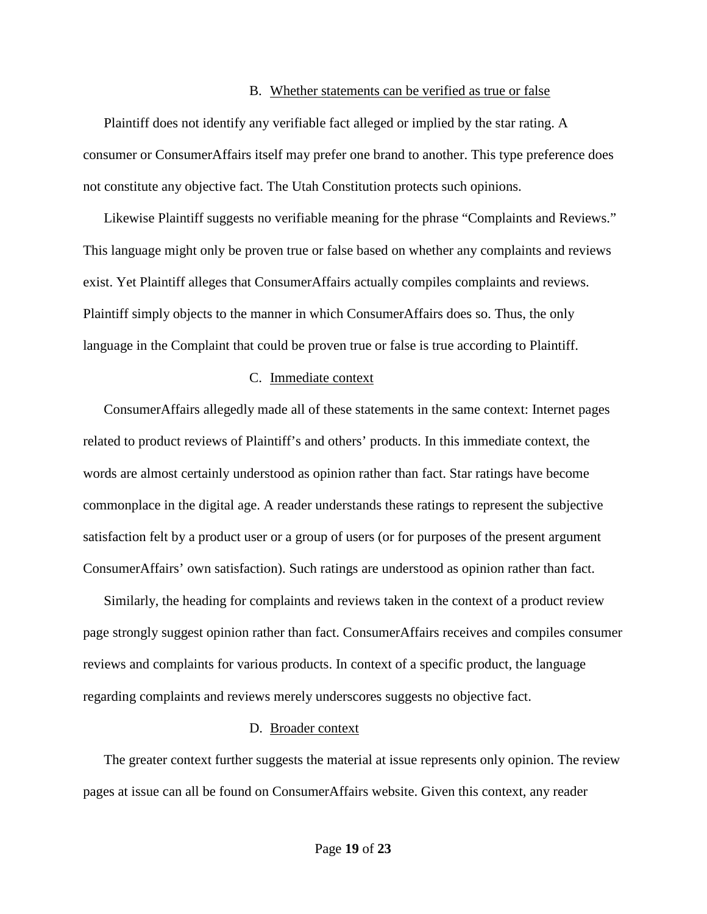### B. Whether statements can be verified as true or false

Plaintiff does not identify any verifiable fact alleged or implied by the star rating. A consumer or ConsumerAffairs itself may prefer one brand to another. This type preference does not constitute any objective fact. The Utah Constitution protects such opinions.

Likewise Plaintiff suggests no verifiable meaning for the phrase "Complaints and Reviews." This language might only be proven true or false based on whether any complaints and reviews exist. Yet Plaintiff alleges that ConsumerAffairs actually compiles complaints and reviews. Plaintiff simply objects to the manner in which ConsumerAffairs does so. Thus, the only language in the Complaint that could be proven true or false is true according to Plaintiff.

### C. Immediate context

ConsumerAffairs allegedly made all of these statements in the same context: Internet pages related to product reviews of Plaintiff's and others' products. In this immediate context, the words are almost certainly understood as opinion rather than fact. Star ratings have become commonplace in the digital age. A reader understands these ratings to represent the subjective satisfaction felt by a product user or a group of users (or for purposes of the present argument ConsumerAffairs' own satisfaction). Such ratings are understood as opinion rather than fact.

Similarly, the heading for complaints and reviews taken in the context of a product review page strongly suggest opinion rather than fact. ConsumerAffairs receives and compiles consumer reviews and complaints for various products. In context of a specific product, the language regarding complaints and reviews merely underscores suggests no objective fact.

### D. Broader context

The greater context further suggests the material at issue represents only opinion. The review pages at issue can all be found on ConsumerAffairs website. Given this context, any reader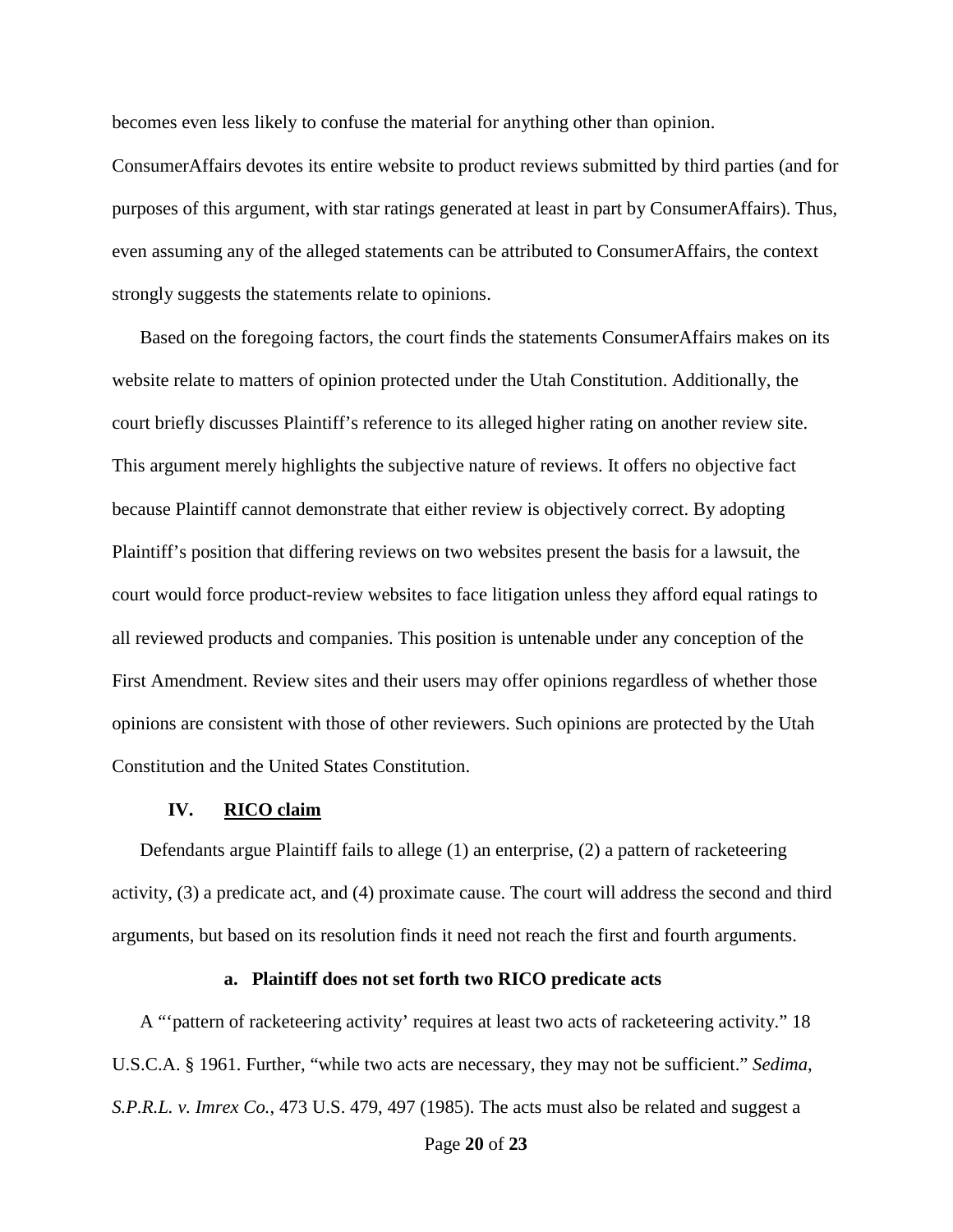becomes even less likely to confuse the material for anything other than opinion. ConsumerAffairs devotes its entire website to product reviews submitted by third parties (and for purposes of this argument, with star ratings generated at least in part by ConsumerAffairs). Thus, even assuming any of the alleged statements can be attributed to ConsumerAffairs, the context strongly suggests the statements relate to opinions.

Based on the foregoing factors, the court finds the statements ConsumerAffairs makes on its website relate to matters of opinion protected under the Utah Constitution. Additionally, the court briefly discusses Plaintiff's reference to its alleged higher rating on another review site. This argument merely highlights the subjective nature of reviews. It offers no objective fact because Plaintiff cannot demonstrate that either review is objectively correct. By adopting Plaintiff's position that differing reviews on two websites present the basis for a lawsuit, the court would force product-review websites to face litigation unless they afford equal ratings to all reviewed products and companies. This position is untenable under any conception of the First Amendment. Review sites and their users may offer opinions regardless of whether those opinions are consistent with those of other reviewers. Such opinions are protected by the Utah Constitution and the United States Constitution.

## IV. RICO claim

Defendants argue Plaintiff fails to allege (1) an enterprise, (2) a pattern of racketeering activity, (3) a predicate act, and (4) proximate cause. The court will address the second and third arguments, but based on its resolution finds it need not reach the first and fourth arguments.

### a. Plaintiff does not set forth two RICO predicate acts

A "'pattern of racketeering activity' requires at least two acts of racketeering activity." 18 U.S.C.A. § 1961. Further, "while two acts are necessary, they may not be sufficient." *Sedima, S.P.R.L. v. Imrex Co.*, 473 U.S. 479, 497 (1985). The acts must also be related and suggest a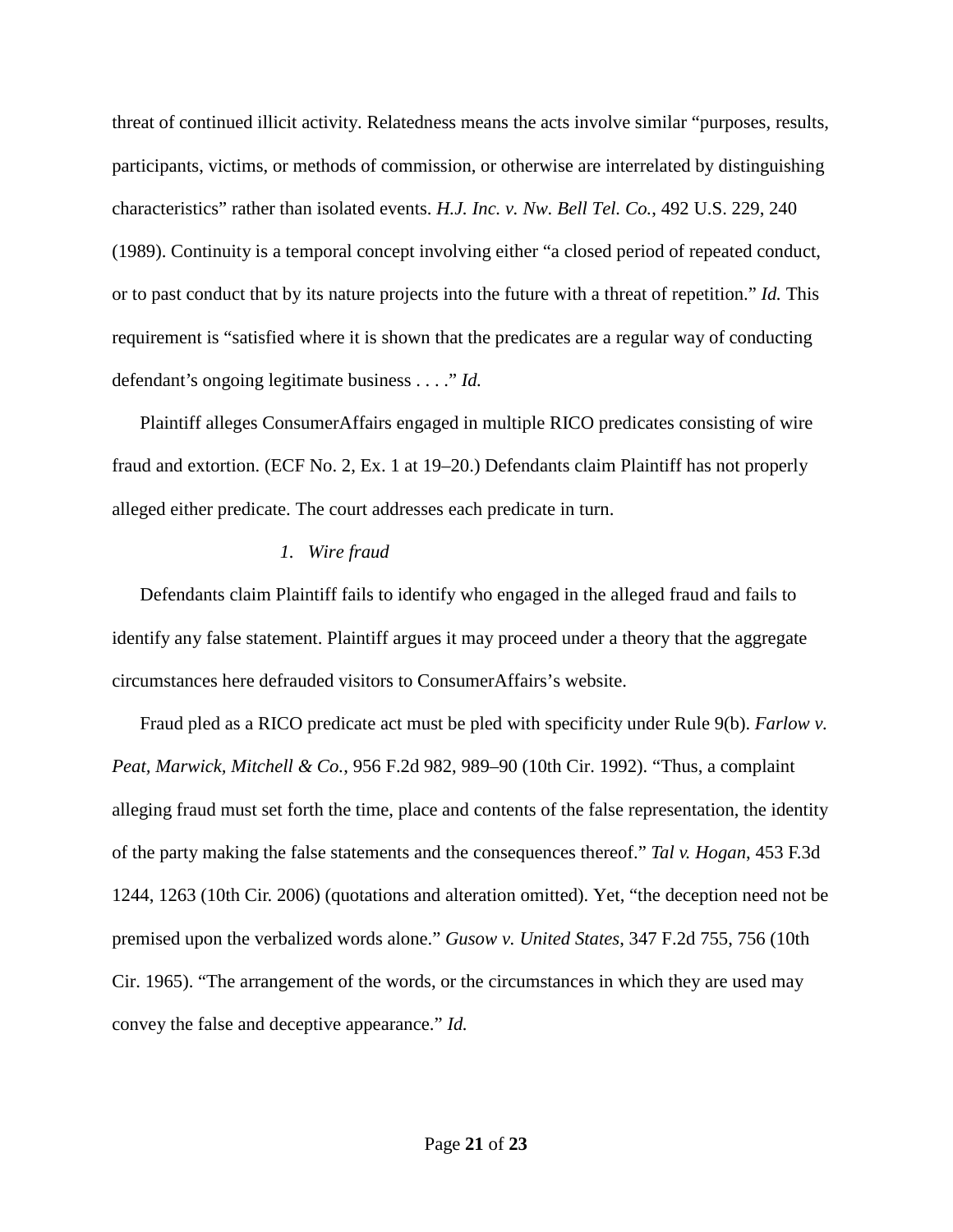threat of continued illicit activity. Relatedness means the acts involve similar "purposes, results, participants, victims, or methods of commission, or otherwise are interrelated by distinguishing characteristics" rather than isolated events. *H.J. Inc. v. Nw. Bell Tel. Co.*, 492 U.S. 229, 240 (1989). Continuity is a temporal concept involving either "a closed period of repeated conduct, or to past conduct that by its nature projects into the future with a threat of repetition." *Id.* This requirement is "satisfied where it is shown that the predicates are a regular way of conducting defendant's ongoing legitimate business . . . ." *Id.*

Plaintiff alleges ConsumerAffairs engaged in multiple RICO predicates consisting of wire fraud and extortion. (ECF No. 2, Ex. 1 at 19–20.) Defendants claim Plaintiff has not properly alleged either predicate. The court addresses each predicate in turn.

*1. Wire fraud*

Defendants claim Plaintiff fails to identify who engaged in the alleged fraud and fails to identify any false statement. Plaintiff argues it may proceed under a theory that the aggregate circumstances here defrauded visitors to ConsumerAffairs's website.

Fraud pled as a RICO predicate act must be pled with specificity under Rule 9(b). *Farlow v. Peat, Marwick, Mitchell & Co.*, 956 F.2d 982, 989–90 (10th Cir. 1992). "Thus, a complaint alleging fraud must set forth the time, place and contents of the false representation, the identity of the party making the false statements and the consequences thereof." *Tal v. Hogan*, 453 F.3d 1244, 1263 (10th Cir. 2006) (quotations and alteration omitted). Yet, "the deception need not be premised upon the verbalized words alone." *Gusow v. United States*, 347 F.2d 755, 756 (10th Cir. 1965). "The arrangement of the words, or the circumstances in which they are used may convey the false and deceptive appearance." *Id.*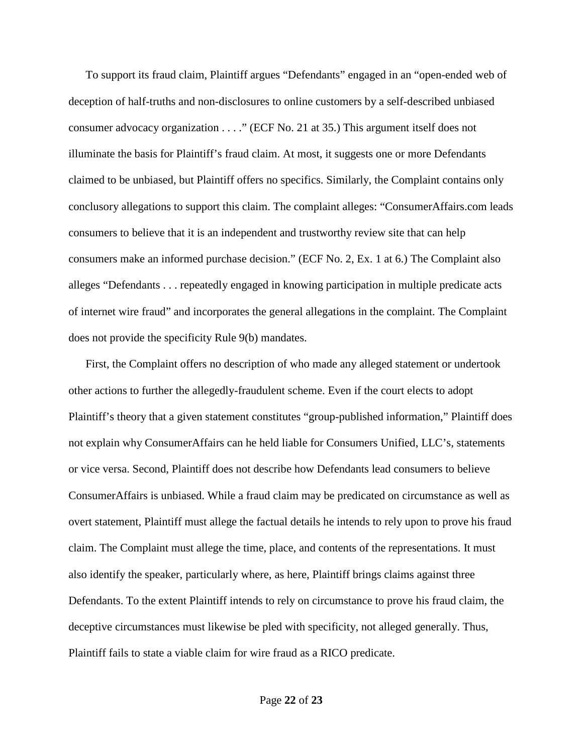To support its fraud claim, Plaintiff argues "Defendants" engaged in an "open-ended web of deception of half-truths and non-disclosures to online customers by a self-described unbiased consumer advocacy organization . . . ." (ECF No. 21 at 35.) This argument itself does not illuminate the basis for Plaintiff's fraud claim. At most, it suggests one or more Defendants claimed to be unbiased, but Plaintiff offers no specifics. Similarly, the Complaint contains only conclusory allegations to support this claim. The complaint alleges: "ConsumerAffairs.com leads consumers to believe that it is an independent and trustworthy review site that can help consumers make an informed purchase decision." (ECF No. 2, Ex. 1 at 6.) The Complaint also alleges "Defendants . . . repeatedly engaged in knowing participation in multiple predicate acts of internet wire fraud" and incorporates the general allegations in the complaint. The Complaint does not provide the specificity Rule 9(b) mandates.

First, the Complaint offers no description of who made any alleged statement or undertook other actions to further the allegedly-fraudulent scheme. Even if the court elects to adopt Plaintiff's theory that a given statement constitutes "group-published information," Plaintiff does not explain why ConsumerAffairs can he held liable for Consumers Unified, LLC's, statements or vice versa. Second, Plaintiff does not describe how Defendants lead consumers to believe ConsumerAffairs is unbiased. While a fraud claim may be predicated on circumstance as well as overt statement, Plaintiff must allege the factual details he intends to rely upon to prove his fraud claim. The Complaint must allege the time, place, and contents of the representations. It must also identify the speaker, particularly where, as here, Plaintiff brings claims against three Defendants. To the extent Plaintiff intends to rely on circumstance to prove his fraud claim, the deceptive circumstances must likewise be pled with specificity, not alleged generally. Thus, Plaintiff fails to state a viable claim for wire fraud as a RICO predicate.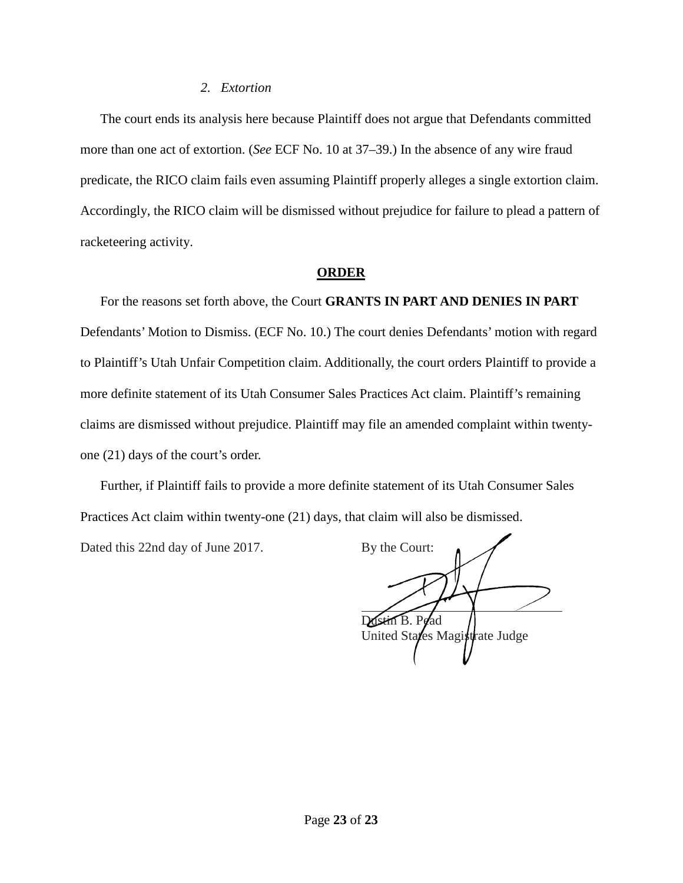*2. Extortion*

The court ends its analysis here because Plaintiff does not argue that Defendants committed more than one act of extortion. (*See* ECF No. 10 at 37–39.) In the absence of any wire fraud predicate, the RICO claim fails even assuming Plaintiff properly alleges a single extortion claim. Accordingly, the RICO claim will be dismissed without prejudice for failure to plead a pattern of racketeering activity.

## ORDER

For the reasons set forth above, the Court **GRANTS IN PART AND DENIES IN PART** Defendants' Motion to Dismiss. (ECF No. 10.) The court denies Defendants' motion with regard to Plaintiff's Utah Unfair Competition claim. Additionally, the court orders Plaintiff to provide a more definite statement of its Utah Consumer Sales Practices Act claim. Plaintiff's remaining claims are dismissed without prejudice. Plaintiff may file an amended complaint within twenty-one (21) days of the court's order.

Further, if Plaintiff fails to provide a more definite statement of its Utah Consumer Sales Practices Act claim within twenty-one (21) days, that claim will also be dismissed.

Dated this 22nd day of June 2017.

By the Court:

Dustin B. Pead
United States Magistrate Judge